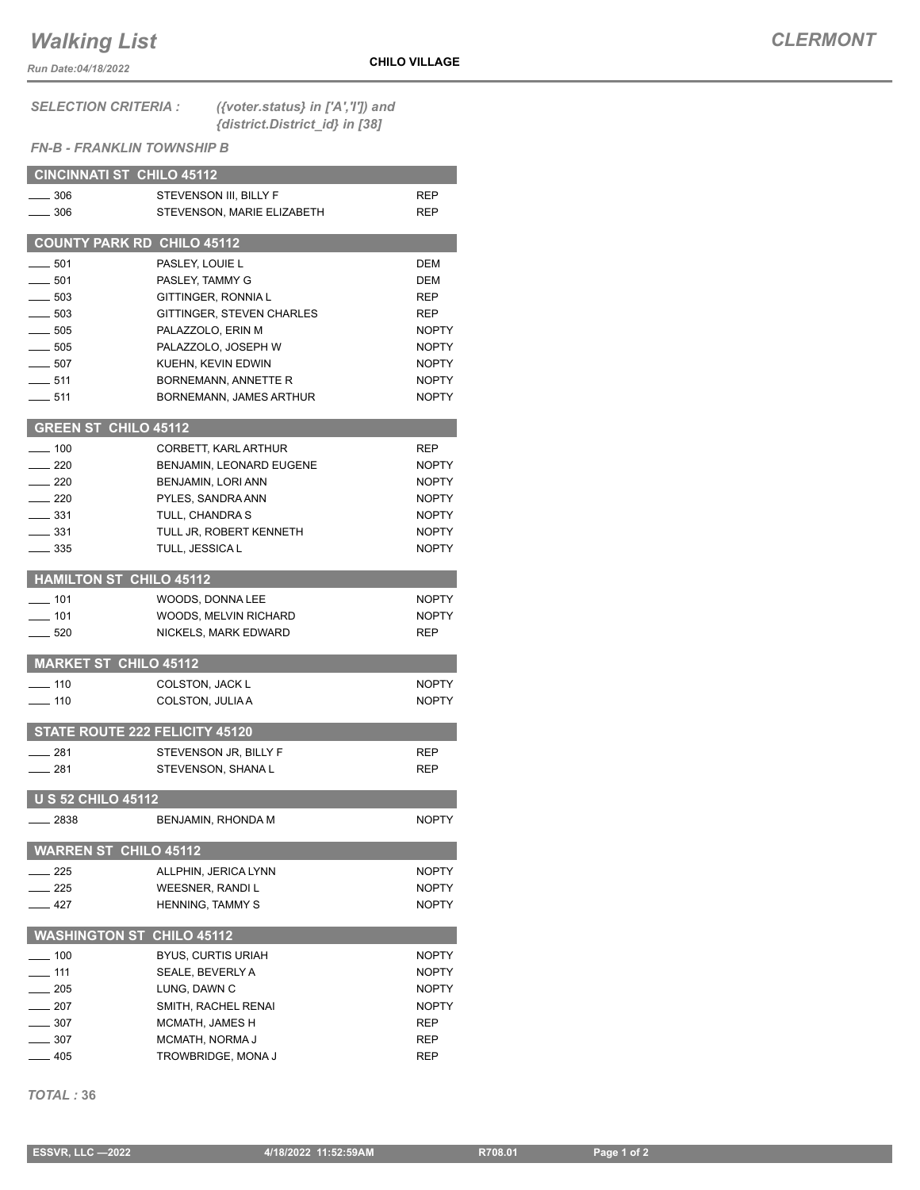# Walking List

**CLERMONT**

**CHILO VILLAGE**

*Run Date:04/18/2022*

*SELECTION CRITERIA :* *({voter.status} in ['A','I']) and {district.District_id} in [38]*

*FN-B - FRANKLIN TOWNSHIP B*

## CINCINNATI ST CHILO 45112

| | | |
|---|---|---|
| ____ 306 | STEVENSON III, BILLY F | REP |
| ____ 306 | STEVENSON, MARIE ELIZABETH | REP |

## COUNTY PARK RD CHILO 45112

| | | |
|---|---|---|
| ____ 501 | PASLEY, LOUIE L | DEM |
| ____ 501 | PASLEY, TAMMY G | DEM |
| ____ 503 | GITTINGER, RONNIA L | REP |
| ____ 503 | GITTINGER, STEVEN CHARLES | REP |
| ____ 505 | PALAZZOLO, ERIN M | NOPTY |
| ____ 505 | PALAZZOLO, JOSEPH W | NOPTY |
| ____ 507 | KUEHN, KEVIN EDWIN | NOPTY |
| ____ 511 | BORNEMANN, ANNETTE R | NOPTY |
| ____ 511 | BORNEMANN, JAMES ARTHUR | NOPTY |

## GREEN ST CHILO 45112

| | | |
|---|---|---|
| ____ 100 | CORBETT, KARL ARTHUR | REP |
| ____ 220 | BENJAMIN, LEONARD EUGENE | NOPTY |
| ____ 220 | BENJAMIN, LORI ANN | NOPTY |
| ____ 220 | PYLES, SANDRA ANN | NOPTY |
| ____ 331 | TULL, CHANDRA S | NOPTY |
| ____ 331 | TULL JR, ROBERT KENNETH | NOPTY |
| ____ 335 | TULL, JESSICA L | NOPTY |

## HAMILTON ST CHILO 45112

| | | |
|---|---|---|
| ____ 101 | WOODS, DONNA LEE | NOPTY |
| ____ 101 | WOODS, MELVIN RICHARD | NOPTY |
| ____ 520 | NICKELS, MARK EDWARD | REP |

## MARKET ST CHILO 45112

| | | |
|---|---|---|
| ____ 110 | COLSTON, JACK L | NOPTY |
| ____ 110 | COLSTON, JULIA A | NOPTY |

## STATE ROUTE 222 FELICITY 45120

| | | |
|---|---|---|
| ____ 281 | STEVENSON JR, BILLY F | REP |
| ____ 281 | STEVENSON, SHANA L | REP |

## U S 52 CHILO 45112

| | | |
|---|---|---|
| ____ 2838 | BENJAMIN, RHONDA M | NOPTY |

## WARREN ST CHILO 45112

| | | |
|---|---|---|
| ____ 225 | ALLPHIN, JERICA LYNN | NOPTY |
| ____ 225 | WEESNER, RANDI L | NOPTY |
| ____ 427 | HENNING, TAMMY S | NOPTY |

## WASHINGTON ST CHILO 45112

| | | |
|---|---|---|
| ____ 100 | BYUS, CURTIS URIAH | NOPTY |
| ____ 111 | SEALE, BEVERLY A | NOPTY |
| ____ 205 | LUNG, DAWN C | NOPTY |
| ____ 207 | SMITH, RACHEL RENAI | NOPTY |
| ____ 307 | MCMATH, JAMES H | REP |
| ____ 307 | MCMATH, NORMA J | REP |
| ____ 405 | TROWBRIDGE, MONA J | REP |

*TOTAL :* **36**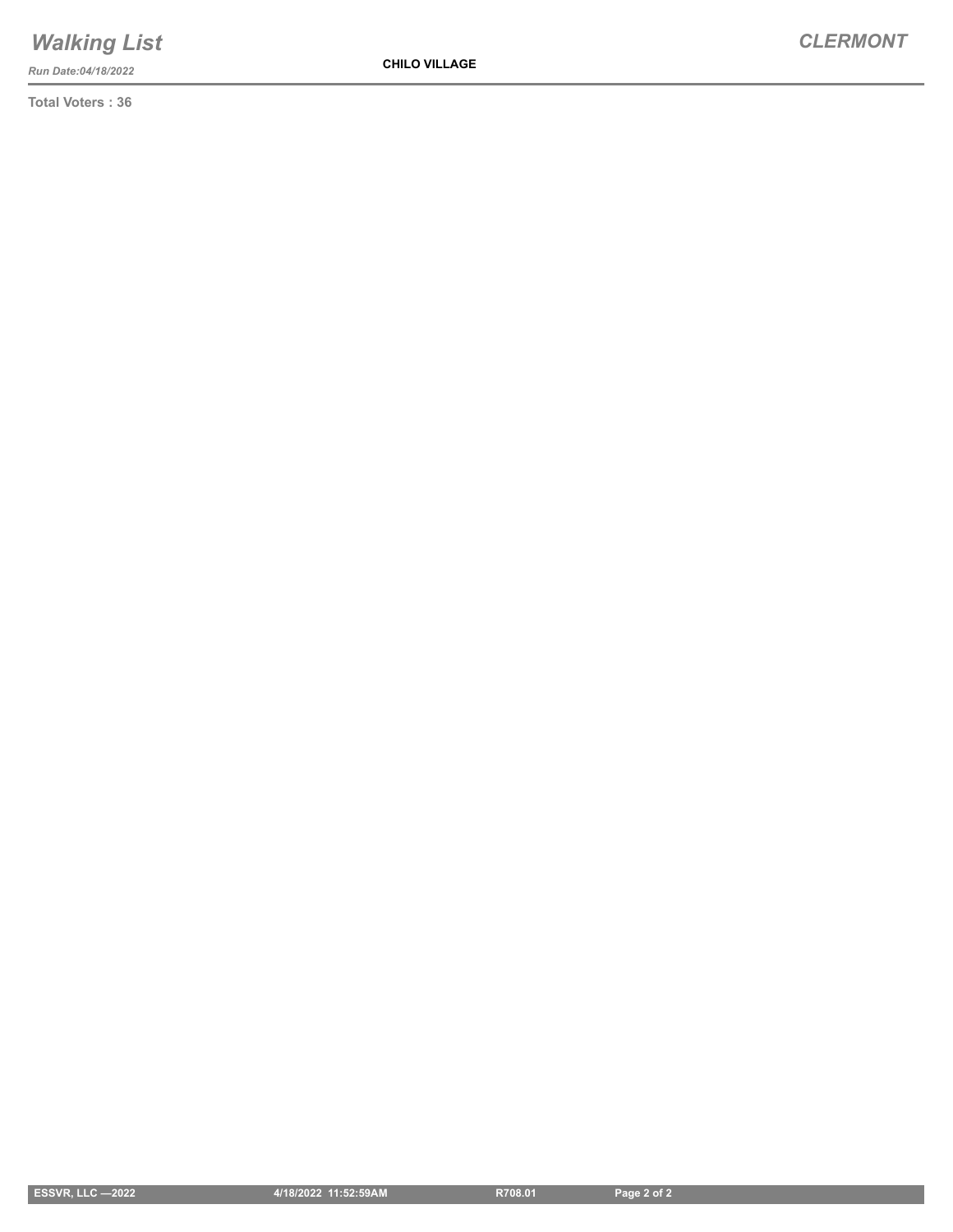Total Voters : 36